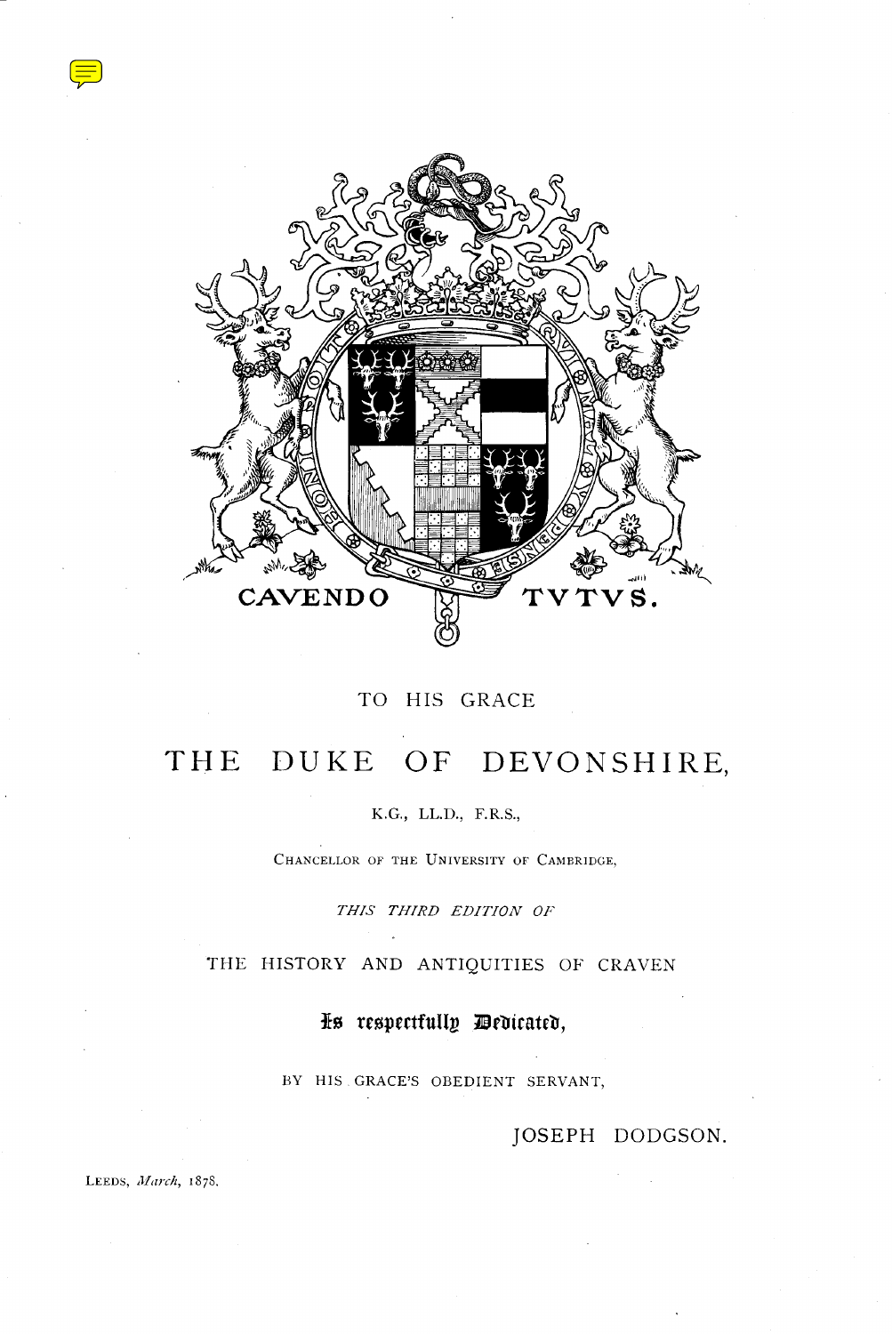CAVENDO TVTVS.

TO HIS GRACE

# THE DUKE OF DEVONSHIRE,

K.G., LL.D., F.R.S.,

CHANCELLOR OF THE UNIVERSITY OF CAMBRIDGE,

*THIS THIRD EDITION OF*

THE HISTORY AND ANTIQUITIES OF CRAVEN

**Is respectfully Dedicated,**

BY HIS GRACE'S OBEDIENT SERVANT,

JOSEPH DODGSON.

LEEDS, *March*, 1878.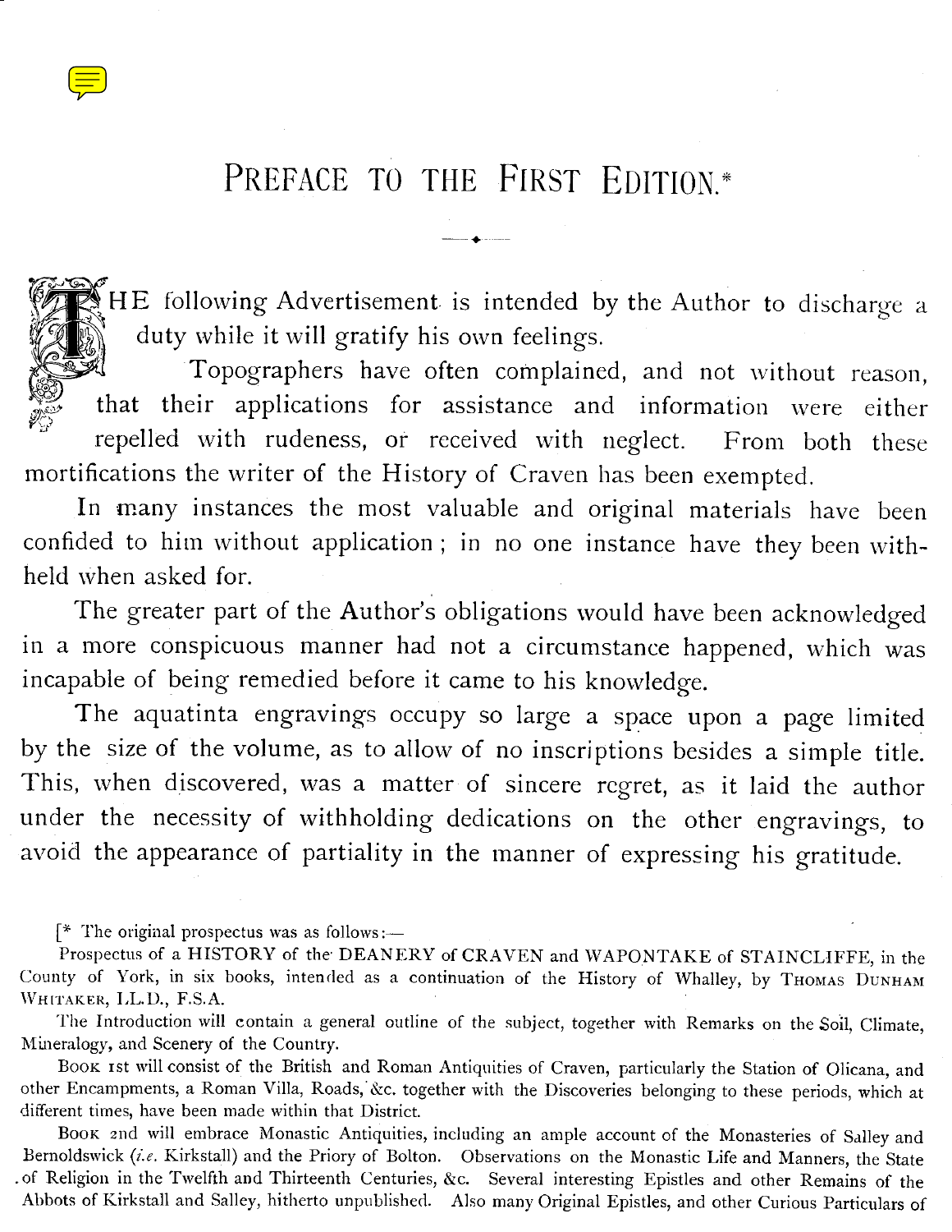# PREFACE TO THE FIRST EDITION.*

THE following Advertisement is intended by the Author to discharge a duty while it will gratify his own feelings.

Topographers have often complained, and not without reason, that their applications for assistance and information were either repelled with rudeness, or received with neglect. From both these mortifications the writer of the History of Craven has been exempted.

In many instances the most valuable and original materials have been confided to him without application; in no one instance have they been withheld when asked for.

The greater part of the Author's obligations would have been acknowledged in a more conspicuous manner had not a circumstance happened, which was incapable of being remedied before it came to his knowledge.

The aquatinta engravings occupy so large a space upon a page limited by the size of the volume, as to allow of no inscriptions besides a simple title. This, when discovered, was a matter of sincere regret, as it laid the author under the necessity of withholding dedications on the other engravings, to avoid the appearance of partiality in the manner of expressing his gratitude.

[* The original prospectus was as follows:—

Prospectus of a HISTORY of the DEANERY of CRAVEN and WAPONTAKE of STAINCLIFFE, in the County of York, in six books, intended as a continuation of the History of Whalley, by THOMAS DUNHAM WHITAKER, LL.D., F.S.A.

The Introduction will contain a general outline of the subject, together with Remarks on the Soil, Climate, Mineralogy, and Scenery of the Country.

BOOK 1st will consist of the British and Roman Antiquities of Craven, particularly the Station of Olicana, and other Encampments, a Roman Villa, Roads, &c. together with the Discoveries belonging to these periods, which at different times, have been made within that District.

BOOK 2nd will embrace Monastic Antiquities, including an ample account of the Monasteries of Salley and Bernoldswick (*i.e.* Kirkstall) and the Priory of Bolton. Observations on the Monastic Life and Manners, the State of Religion in the Twelfth and Thirteenth Centuries, &c. Several interesting Epistles and other Remains of the Abbots of Kirkstall and Salley, hitherto unpublished. Also many Original Epistles, and other Curious Particulars of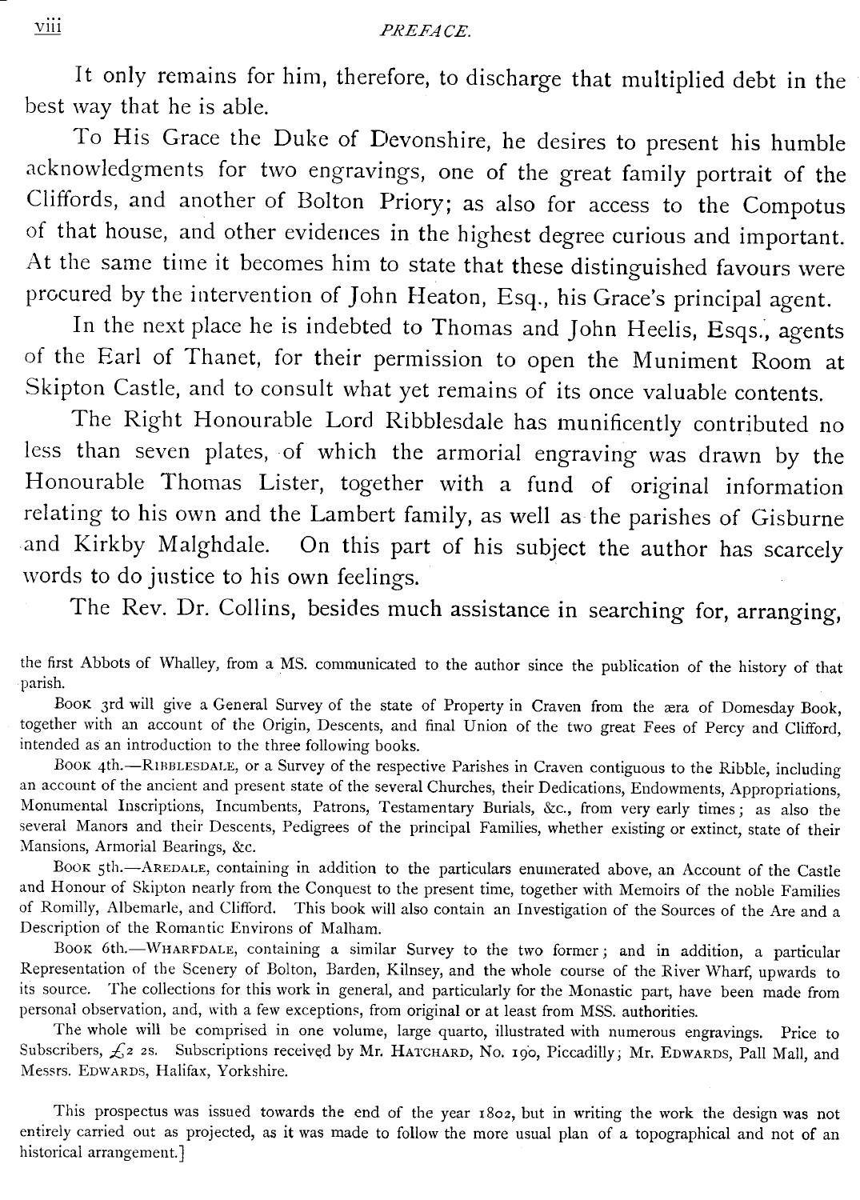It only remains for him, therefore, to discharge that multiplied debt in the best way that he is able.

To His Grace the Duke of Devonshire, he desires to present his humble acknowledgments for two engravings, one of the great family portrait of the Cliffords, and another of Bolton Priory; as also for access to the Compotus of that house, and other evidences in the highest degree curious and important. At the same time it becomes him to state that these distinguished favours were procured by the intervention of John Heaton, Esq., his Grace's principal agent.

In the next place he is indebted to Thomas and John Heelis, Esqs., agents of the Earl of Thanet, for their permission to open the Muniment Room at Skipton Castle, and to consult what yet remains of its once valuable contents.

The Right Honourable Lord Ribblesdale has munificently contributed no less than seven plates, of which the armorial engraving was drawn by the Honourable Thomas Lister, together with a fund of original information relating to his own and the Lambert family, as well as the parishes of Gisburne and Kirkby Malghdale. On this part of his subject the author has scarcely words to do justice to his own feelings.

The Rev. Dr. Collins, besides much assistance in searching for, arranging,

the first Abbots of Whalley, from a MS. communicated to the author since the publication of the history of that parish.

BOOK 3rd will give a General Survey of the state of Property in Craven from the æra of Domesday Book, together with an account of the Origin, Descents, and final Union of the two great Fees of Percy and Clifford, intended as an introduction to the three following books.

BOOK 4th.—RIBBLESDALE, or a Survey of the respective Parishes in Craven contiguous to the Ribble, including an account of the ancient and present state of the several Churches, their Dedications, Endowments, Appropriations, Monumental Inscriptions, Incumbents, Patrons, Testamentary Burials, &c., from very early times; as also the several Manors and their Descents, Pedigrees of the principal Families, whether existing or extinct, state of their Mansions, Armorial Bearings, &c.

BOOK 5th.—AREDALE, containing in addition to the particulars enumerated above, an Account of the Castle and Honour of Skipton nearly from the Conquest to the present time, together with Memoirs of the noble Families of Romilly, Albemarle, and Clifford. This book will also contain an Investigation of the Sources of the Are and a Description of the Romantic Environs of Malham.

BOOK 6th.—WHARFDALE, containing a similar Survey to the two former; and in addition, a particular Representation of the Scenery of Bolton, Barden, Kilnsey, and the whole course of the River Wharf, upwards to its source. The collections for this work in general, and particularly for the Monastic part, have been made from personal observation, and, with a few exceptions, from original or at least from MSS. authorities.

The whole will be comprised in one volume, large quarto, illustrated with numerous engravings. Price to Subscribers, £2 2s. Subscriptions received by Mr. HATCHARD, No. 190, Piccadilly; Mr. EDWARDS, Pall Mall, and Messrs. EDWARDS, Halifax, Yorkshire.

This prospectus was issued towards the end of the year 1802, but in writing the work the design was not entirely carried out as projected, as it was made to follow the more usual plan of a topographical and not of an historical arrangement.]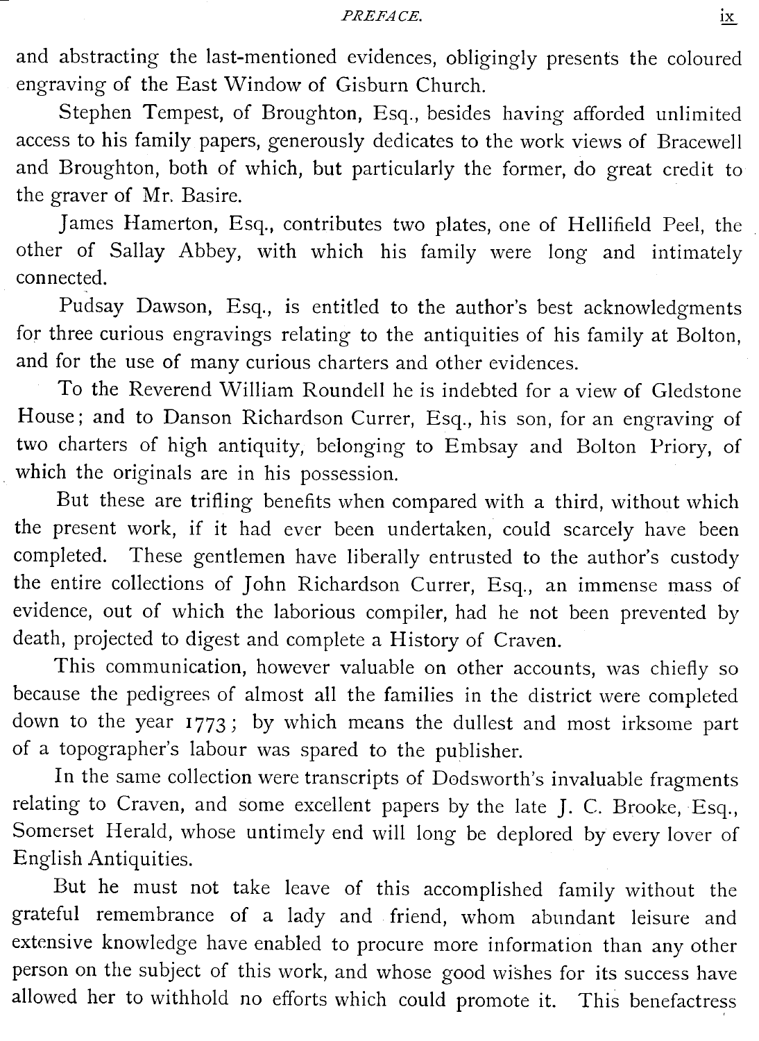and abstracting the last-mentioned evidences, obligingly presents the coloured engraving of the East Window of Gisburn Church.

Stephen Tempest, of Broughton, Esq., besides having afforded unlimited access to his family papers, generously dedicates to the work views of Bracewell and Broughton, both of which, but particularly the former, do great credit to the graver of Mr. Basire.

James Hamerton, Esq., contributes two plates, one of Hellifield Peel, the other of Sallay Abbey, with which his family were long and intimately connected.

Pudsay Dawson, Esq., is entitled to the author's best acknowledgments for three curious engravings relating to the antiquities of his family at Bolton, and for the use of many curious charters and other evidences.

To the Reverend William Roundell he is indebted for a view of Gledstone House; and to Danson Richardson Currer, Esq., his son, for an engraving of two charters of high antiquity, belonging to Embsay and Bolton Priory, of which the originals are in his possession.

But these are trifling benefits when compared with a third, without which the present work, if it had ever been undertaken, could scarcely have been completed. These gentlemen have liberally entrusted to the author's custody the entire collections of John Richardson Currer, Esq., an immense mass of evidence, out of which the laborious compiler, had he not been prevented by death, projected to digest and complete a History of Craven.

This communication, however valuable on other accounts, was chiefly so because the pedigrees of almost all the families in the district were completed down to the year 1773; by which means the dullest and most irksome part of a topographer's labour was spared to the publisher.

In the same collection were transcripts of Dodsworth's invaluable fragments relating to Craven, and some excellent papers by the late J. C. Brooke, Esq., Somerset Herald, whose untimely end will long be deplored by every lover of English Antiquities.

But he must not take leave of this accomplished family without the grateful remembrance of a lady and friend, whom abundant leisure and extensive knowledge have enabled to procure more information than any other person on the subject of this work, and whose good wishes for its success have allowed her to withhold no efforts which could promote it. This benefactress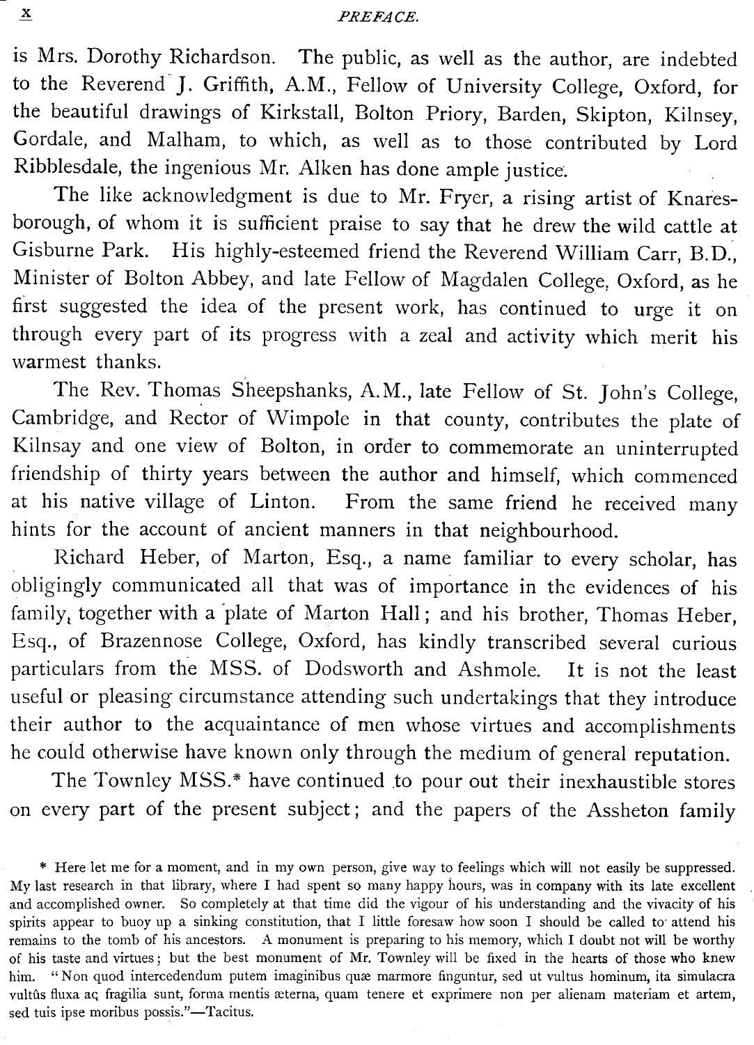is Mrs. Dorothy Richardson. The public, as well as the author, are indebted to the Reverend J. Griffith, A.M., Fellow of University College, Oxford, for the beautiful drawings of Kirkstall, Bolton Priory, Barden, Skipton, Kilnsey, Gordale, and Malham, to which, as well as to those contributed by Lord Ribblesdale, the ingenious Mr. Alken has done ample justice.

The like acknowledgment is due to Mr. Fryer, a rising artist of Knaresborough, of whom it is sufficient praise to say that he drew the wild cattle at Gisburne Park. His highly-esteemed friend the Reverend William Carr, B.D., Minister of Bolton Abbey, and late Fellow of Magdalen College, Oxford, as he first suggested the idea of the present work, has continued to urge it on through every part of its progress with a zeal and activity which merit his warmest thanks.

The Rev. Thomas Sheepshanks, A.M., late Fellow of St. John's College, Cambridge, and Rector of Wimpole in that county, contributes the plate of Kilnsay and one view of Bolton, in order to commemorate an uninterrupted friendship of thirty years between the author and himself, which commenced at his native village of Linton. From the same friend he received many hints for the account of ancient manners in that neighbourhood.

Richard Heber, of Marton, Esq., a name familiar to every scholar, has obligingly communicated all that was of importance in the evidences of his family, together with a plate of Marton Hall; and his brother, Thomas Heber, Esq., of Brazennose College, Oxford, has kindly transcribed several curious particulars from the MSS. of Dodsworth and Ashmole. It is not the least useful or pleasing circumstance attending such undertakings that they introduce their author to the acquaintance of men whose virtues and accomplishments he could otherwise have known only through the medium of general reputation.

The Townley MSS.* have continued to pour out their inexhaustible stores on every part of the present subject; and the papers of the Assheton family

---

\* Here let me for a moment, and in my own person, give way to feelings which will not easily be suppressed. My last research in that library, where I had spent so many happy hours, was in company with its late excellent and accomplished owner. So completely at that time did the vigour of his understanding and the vivacity of his spirits appear to buoy up a sinking constitution, that I little foresaw how soon I should be called to attend his remains to the tomb of his ancestors. A monument is preparing to his memory, which I doubt not will be worthy of his taste and virtues; but the best monument of Mr. Townley will be fixed in the hearts of those who knew him. "Non quod intercedendum putem imaginibus quæ marmore finguntur, sed ut vultus hominum, ita simulacra vultûs fluxa ac fragilia sunt, forma mentis æterna, quam tenere et exprimere non per alienam materiam et artem, sed tuis ipse moribus possis."—Tacitus.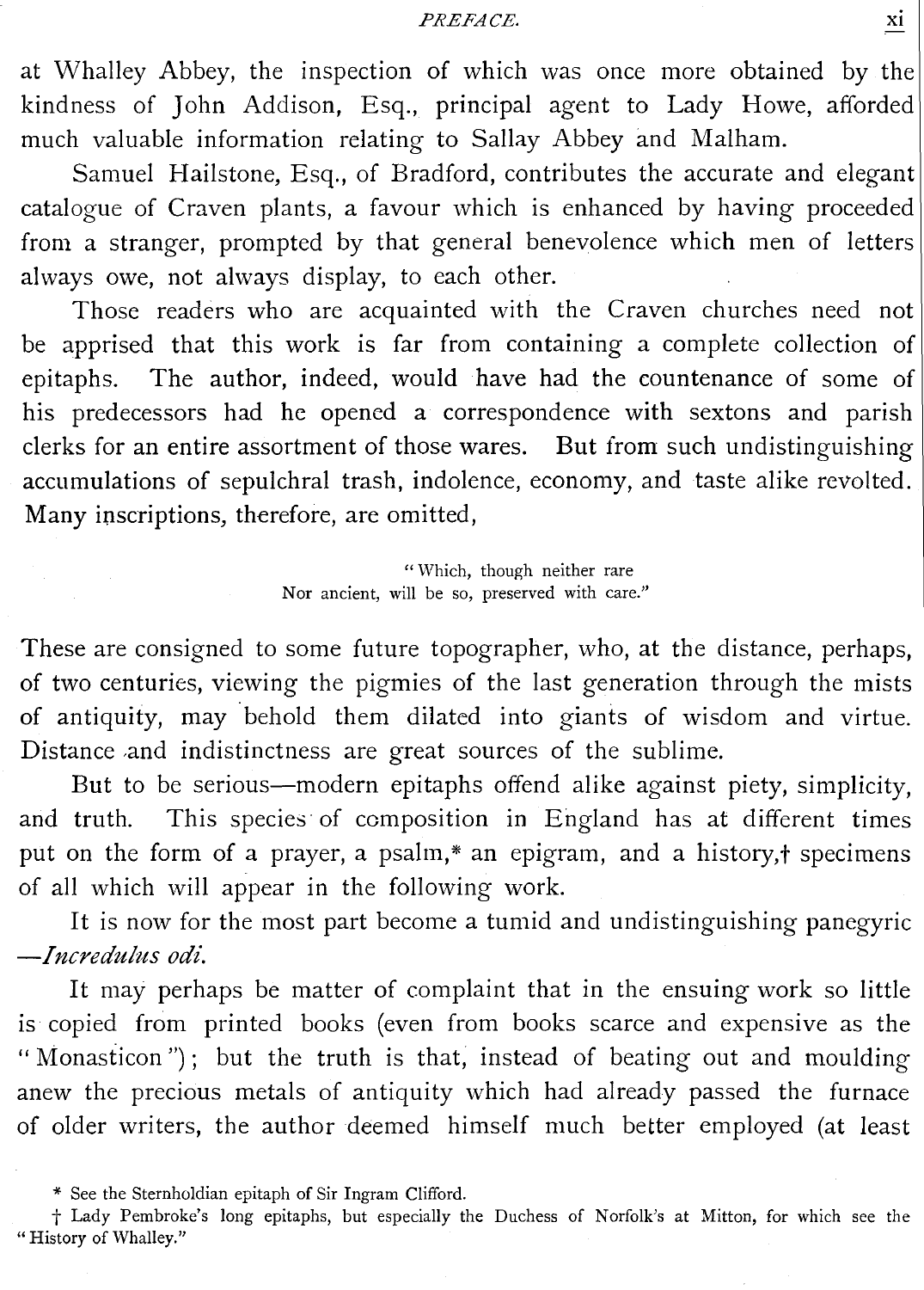at Whalley Abbey, the inspection of which was once more obtained by the kindness of John Addison, Esq., principal agent to Lady Howe, afforded much valuable information relating to Sallay Abbey and Malham.

Samuel Hailstone, Esq., of Bradford, contributes the accurate and elegant catalogue of Craven plants, a favour which is enhanced by having proceeded from a stranger, prompted by that general benevolence which men of letters always owe, not always display, to each other.

Those readers who are acquainted with the Craven churches need not be apprised that this work is far from containing a complete collection of epitaphs. The author, indeed, would have had the countenance of some of his predecessors had he opened a correspondence with sextons and parish clerks for an entire assortment of those wares. But from such undistinguishing accumulations of sepulchral trash, indolence, economy, and taste alike revolted. Many inscriptions, therefore, are omitted,

> "Which, though neither rare
> Nor ancient, will be so, preserved with care."

These are consigned to some future topographer, who, at the distance, perhaps, of two centuries, viewing the pigmies of the last generation through the mists of antiquity, may behold them dilated into giants of wisdom and virtue. Distance and indistinctness are great sources of the sublime.

But to be serious—modern epitaphs offend alike against piety, simplicity, and truth. This species of composition in England has at different times put on the form of a prayer, a psalm,* an epigram, and a history,† specimens of all which will appear in the following work.

It is now for the most part become a tumid and undistinguishing panegyric —*Incredulus odi.*

It may perhaps be matter of complaint that in the ensuing work so little is copied from printed books (even from books scarce and expensive as the "Monasticon"); but the truth is that, instead of beating out and moulding anew the precious metals of antiquity which had already passed the furnace of older writers, the author deemed himself much better employed (at least

* See the Sternholdian epitaph of Sir Ingram Clifford.

† Lady Pembroke's long epitaphs, but especially the Duchess of Norfolk's at Mitton, for which see the "History of Whalley."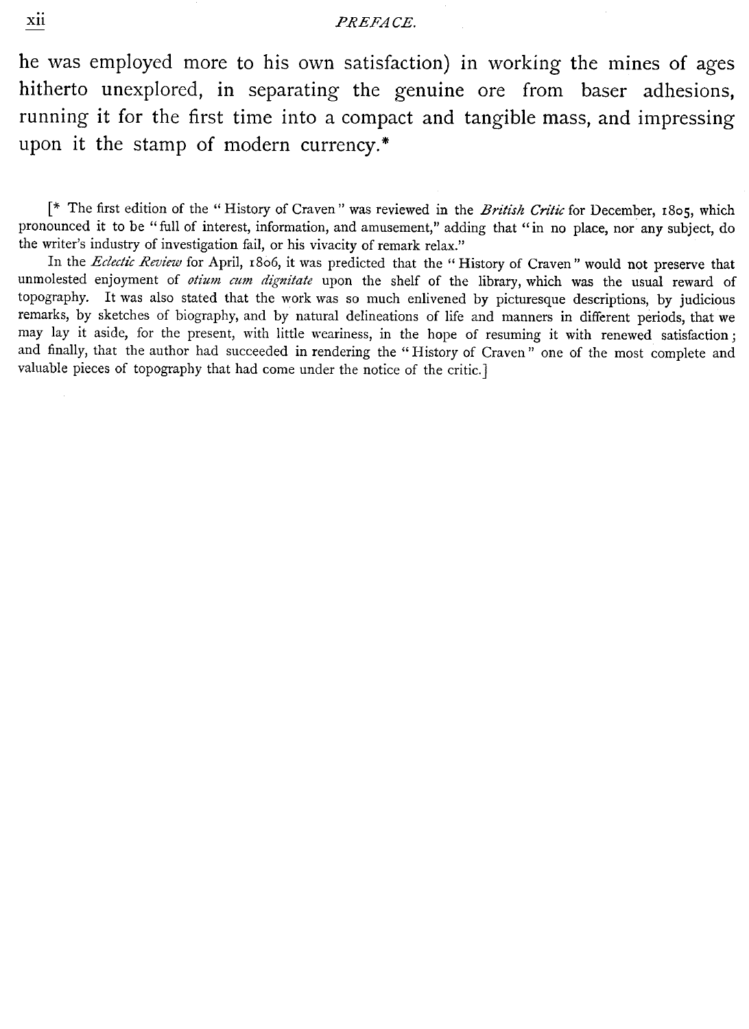he was employed more to his own satisfaction) in working the mines of ages hitherto unexplored, in separating the genuine ore from baser adhesions, running it for the first time into a compact and tangible mass, and impressing upon it the stamp of modern currency.*

[* The first edition of the "History of Craven" was reviewed in the *British Critic* for December, 1805, which pronounced it to be "full of interest, information, and amusement," adding that "in no place, nor any subject, do the writer's industry of investigation fail, or his vivacity of remark relax."

In the *Eclectic Review* for April, 1806, it was predicted that the "History of Craven" would not preserve that unmolested enjoyment of *otium cum dignitate* upon the shelf of the library, which was the usual reward of topography. It was also stated that the work was so much enlivened by picturesque descriptions, by judicious remarks, by sketches of biography, and by natural delineations of life and manners in different periods, that we may lay it aside, for the present, with little weariness, in the hope of resuming it with renewed satisfaction; and finally, that the author had succeeded in rendering the "History of Craven" one of the most complete and valuable pieces of topography that had come under the notice of the critic.]